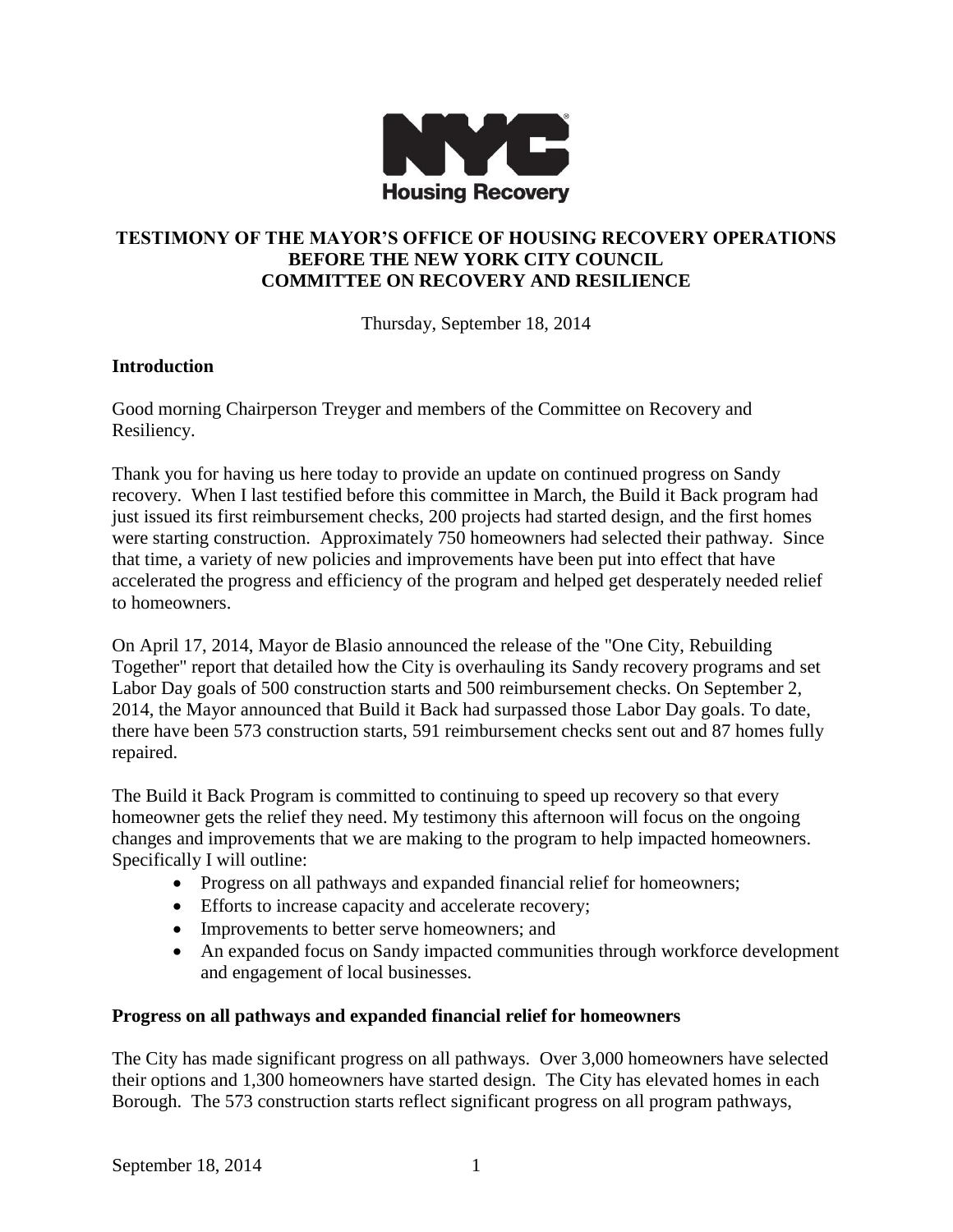**Housing Recovery**

## TESTIMONY OF THE MAYOR'S OFFICE OF HOUSING RECOVERY OPERATIONS BEFORE THE NEW YORK CITY COUNCIL COMMITTEE ON RECOVERY AND RESILIENCE

Thursday, September 18, 2014

### Introduction

Good morning Chairperson Treyger and members of the Committee on Recovery and Resiliency.

Thank you for having us here today to provide an update on continued progress on Sandy recovery. When I last testified before this committee in March, the Build it Back program had just issued its first reimbursement checks, 200 projects had started design, and the first homes were starting construction. Approximately 750 homeowners had selected their pathway. Since that time, a variety of new policies and improvements have been put into effect that have accelerated the progress and efficiency of the program and helped get desperately needed relief to homeowners.

On April 17, 2014, Mayor de Blasio announced the release of the "One City, Rebuilding Together" report that detailed how the City is overhauling its Sandy recovery programs and set Labor Day goals of 500 construction starts and 500 reimbursement checks. On September 2, 2014, the Mayor announced that Build it Back had surpassed those Labor Day goals. To date, there have been 573 construction starts, 591 reimbursement checks sent out and 87 homes fully repaired.

The Build it Back Program is committed to continuing to speed up recovery so that every homeowner gets the relief they need. My testimony this afternoon will focus on the ongoing changes and improvements that we are making to the program to help impacted homeowners. Specifically I will outline:

- Progress on all pathways and expanded financial relief for homeowners;
- Efforts to increase capacity and accelerate recovery;
- Improvements to better serve homeowners; and
- An expanded focus on Sandy impacted communities through workforce development and engagement of local businesses.

### Progress on all pathways and expanded financial relief for homeowners

The City has made significant progress on all pathways. Over 3,000 homeowners have selected their options and 1,300 homeowners have started design. The City has elevated homes in each Borough. The 573 construction starts reflect significant progress on all program pathways,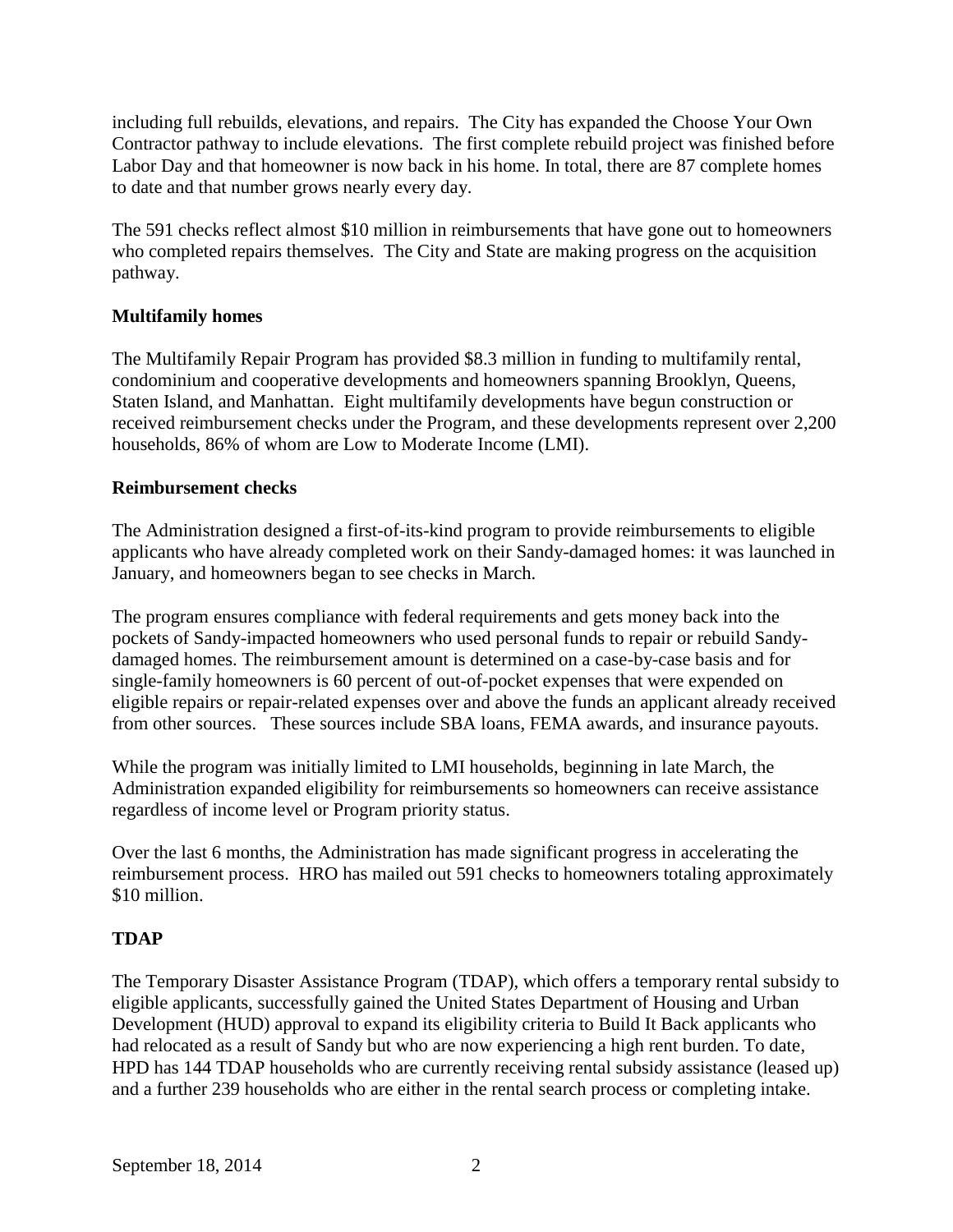including full rebuilds, elevations, and repairs. The City has expanded the Choose Your Own Contractor pathway to include elevations. The first complete rebuild project was finished before Labor Day and that homeowner is now back in his home. In total, there are 87 complete homes to date and that number grows nearly every day.

The 591 checks reflect almost $10 million in reimbursements that have gone out to homeowners who completed repairs themselves. The City and State are making progress on the acquisition pathway.

**Multifamily homes**

The Multifamily Repair Program has provided $8.3 million in funding to multifamily rental, condominium and cooperative developments and homeowners spanning Brooklyn, Queens, Staten Island, and Manhattan. Eight multifamily developments have begun construction or received reimbursement checks under the Program, and these developments represent over 2,200 households, 86% of whom are Low to Moderate Income (LMI).

**Reimbursement checks**

The Administration designed a first-of-its-kind program to provide reimbursements to eligible applicants who have already completed work on their Sandy-damaged homes: it was launched in January, and homeowners began to see checks in March.

The program ensures compliance with federal requirements and gets money back into the pockets of Sandy-impacted homeowners who used personal funds to repair or rebuild Sandy-damaged homes. The reimbursement amount is determined on a case-by-case basis and for single-family homeowners is 60 percent of out-of-pocket expenses that were expended on eligible repairs or repair-related expenses over and above the funds an applicant already received from other sources. These sources include SBA loans, FEMA awards, and insurance payouts.

While the program was initially limited to LMI households, beginning in late March, the Administration expanded eligibility for reimbursements so homeowners can receive assistance regardless of income level or Program priority status.

Over the last 6 months, the Administration has made significant progress in accelerating the reimbursement process. HRO has mailed out 591 checks to homeowners totaling approximately $10 million.

**TDAP**

The Temporary Disaster Assistance Program (TDAP), which offers a temporary rental subsidy to eligible applicants, successfully gained the United States Department of Housing and Urban Development (HUD) approval to expand its eligibility criteria to Build It Back applicants who had relocated as a result of Sandy but who are now experiencing a high rent burden. To date, HPD has 144 TDAP households who are currently receiving rental subsidy assistance (leased up) and a further 239 households who are either in the rental search process or completing intake.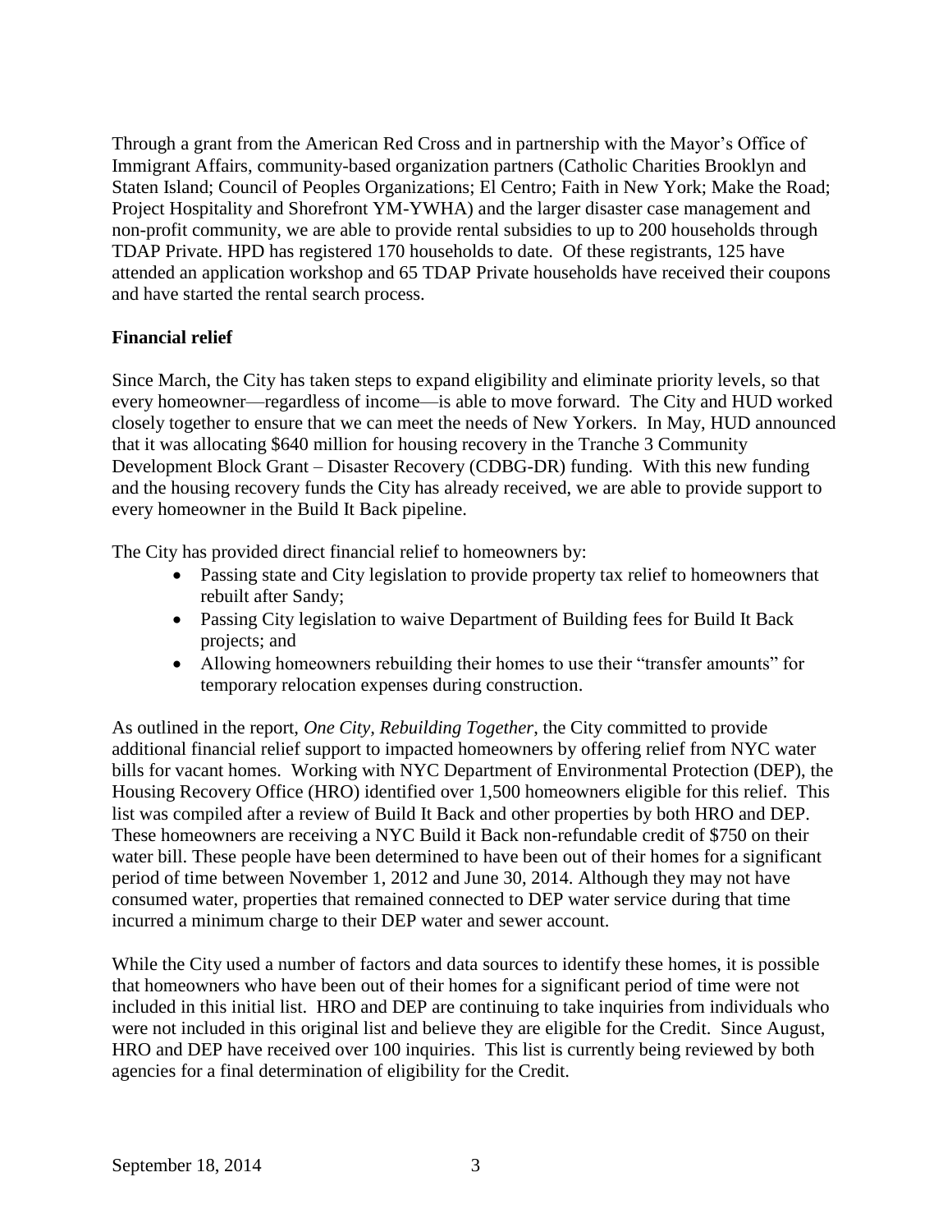Through a grant from the American Red Cross and in partnership with the Mayor's Office of Immigrant Affairs, community-based organization partners (Catholic Charities Brooklyn and Staten Island; Council of Peoples Organizations; El Centro; Faith in New York; Make the Road; Project Hospitality and Shorefront YM-YWHA) and the larger disaster case management and non-profit community, we are able to provide rental subsidies to up to 200 households through TDAP Private. HPD has registered 170 households to date. Of these registrants, 125 have attended an application workshop and 65 TDAP Private households have received their coupons and have started the rental search process.

**Financial relief**

Since March, the City has taken steps to expand eligibility and eliminate priority levels, so that every homeowner—regardless of income—is able to move forward. The City and HUD worked closely together to ensure that we can meet the needs of New Yorkers. In May, HUD announced that it was allocating $640 million for housing recovery in the Tranche 3 Community Development Block Grant – Disaster Recovery (CDBG-DR) funding. With this new funding and the housing recovery funds the City has already received, we are able to provide support to every homeowner in the Build It Back pipeline.

The City has provided direct financial relief to homeowners by:

- Passing state and City legislation to provide property tax relief to homeowners that rebuilt after Sandy;
- Passing City legislation to waive Department of Building fees for Build It Back projects; and
- Allowing homeowners rebuilding their homes to use their "transfer amounts" for temporary relocation expenses during construction.

As outlined in the report, *One City, Rebuilding Together*, the City committed to provide additional financial relief support to impacted homeowners by offering relief from NYC water bills for vacant homes. Working with NYC Department of Environmental Protection (DEP), the Housing Recovery Office (HRO) identified over 1,500 homeowners eligible for this relief. This list was compiled after a review of Build It Back and other properties by both HRO and DEP. These homeowners are receiving a NYC Build it Back non-refundable credit of $750 on their water bill. These people have been determined to have been out of their homes for a significant period of time between November 1, 2012 and June 30, 2014. Although they may not have consumed water, properties that remained connected to DEP water service during that time incurred a minimum charge to their DEP water and sewer account.

While the City used a number of factors and data sources to identify these homes, it is possible that homeowners who have been out of their homes for a significant period of time were not included in this initial list. HRO and DEP are continuing to take inquiries from individuals who were not included in this original list and believe they are eligible for the Credit. Since August, HRO and DEP have received over 100 inquiries. This list is currently being reviewed by both agencies for a final determination of eligibility for the Credit.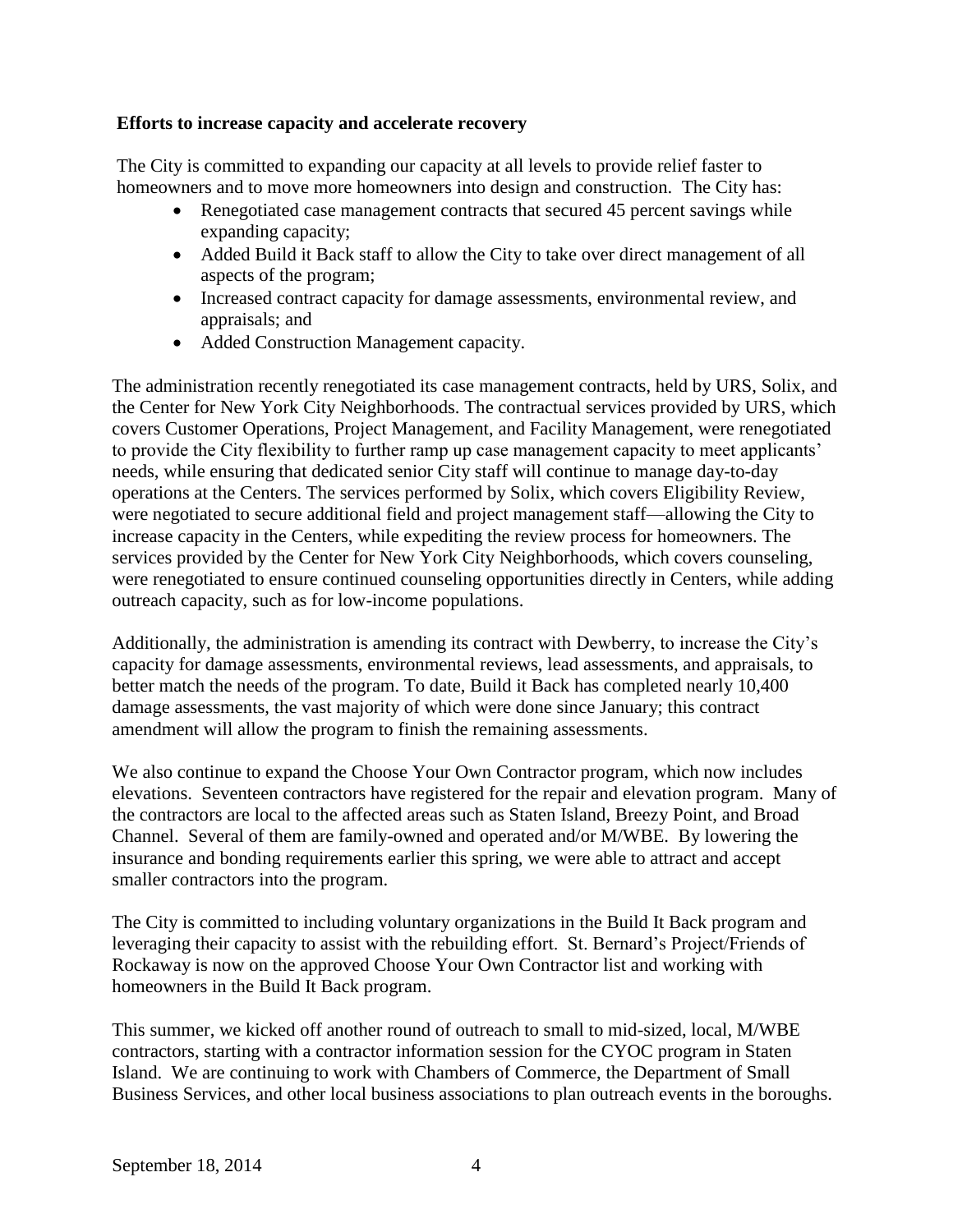**Efforts to increase capacity and accelerate recovery**

The City is committed to expanding our capacity at all levels to provide relief faster to homeowners and to move more homeowners into design and construction. The City has:

- Renegotiated case management contracts that secured 45 percent savings while expanding capacity;
- Added Build it Back staff to allow the City to take over direct management of all aspects of the program;
- Increased contract capacity for damage assessments, environmental review, and appraisals; and
- Added Construction Management capacity.

The administration recently renegotiated its case management contracts, held by URS, Solix, and the Center for New York City Neighborhoods. The contractual services provided by URS, which covers Customer Operations, Project Management, and Facility Management, were renegotiated to provide the City flexibility to further ramp up case management capacity to meet applicants' needs, while ensuring that dedicated senior City staff will continue to manage day-to-day operations at the Centers. The services performed by Solix, which covers Eligibility Review, were negotiated to secure additional field and project management staff—allowing the City to increase capacity in the Centers, while expediting the review process for homeowners. The services provided by the Center for New York City Neighborhoods, which covers counseling, were renegotiated to ensure continued counseling opportunities directly in Centers, while adding outreach capacity, such as for low-income populations.

Additionally, the administration is amending its contract with Dewberry, to increase the City's capacity for damage assessments, environmental reviews, lead assessments, and appraisals, to better match the needs of the program. To date, Build it Back has completed nearly 10,400 damage assessments, the vast majority of which were done since January; this contract amendment will allow the program to finish the remaining assessments.

We also continue to expand the Choose Your Own Contractor program, which now includes elevations. Seventeen contractors have registered for the repair and elevation program. Many of the contractors are local to the affected areas such as Staten Island, Breezy Point, and Broad Channel. Several of them are family-owned and operated and/or M/WBE. By lowering the insurance and bonding requirements earlier this spring, we were able to attract and accept smaller contractors into the program.

The City is committed to including voluntary organizations in the Build It Back program and leveraging their capacity to assist with the rebuilding effort. St. Bernard's Project/Friends of Rockaway is now on the approved Choose Your Own Contractor list and working with homeowners in the Build It Back program.

This summer, we kicked off another round of outreach to small to mid-sized, local, M/WBE contractors, starting with a contractor information session for the CYOC program in Staten Island. We are continuing to work with Chambers of Commerce, the Department of Small Business Services, and other local business associations to plan outreach events in the boroughs.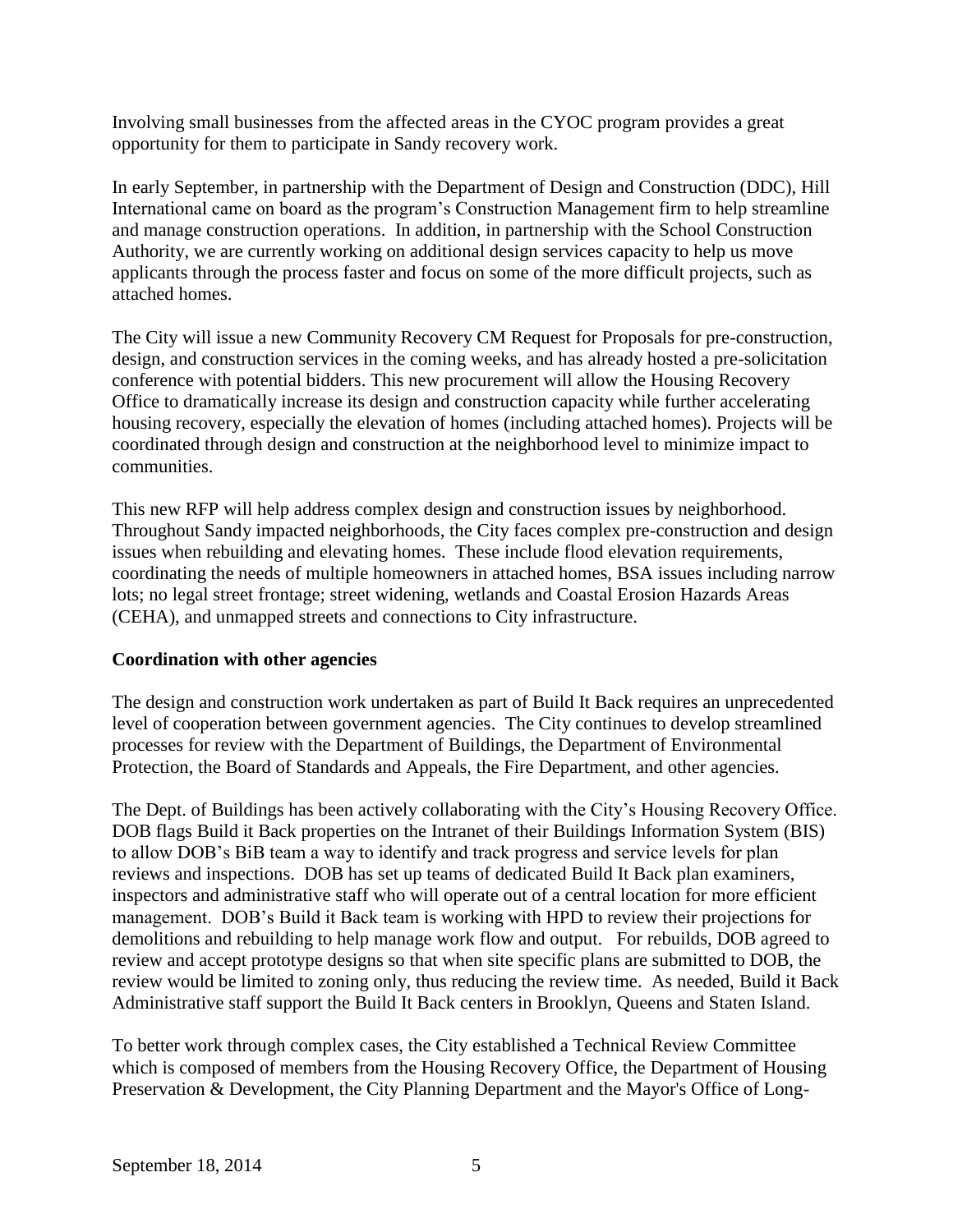Involving small businesses from the affected areas in the CYOC program provides a great opportunity for them to participate in Sandy recovery work.

In early September, in partnership with the Department of Design and Construction (DDC), Hill International came on board as the program's Construction Management firm to help streamline and manage construction operations. In addition, in partnership with the School Construction Authority, we are currently working on additional design services capacity to help us move applicants through the process faster and focus on some of the more difficult projects, such as attached homes.

The City will issue a new Community Recovery CM Request for Proposals for pre-construction, design, and construction services in the coming weeks, and has already hosted a pre-solicitation conference with potential bidders. This new procurement will allow the Housing Recovery Office to dramatically increase its design and construction capacity while further accelerating housing recovery, especially the elevation of homes (including attached homes). Projects will be coordinated through design and construction at the neighborhood level to minimize impact to communities.

This new RFP will help address complex design and construction issues by neighborhood. Throughout Sandy impacted neighborhoods, the City faces complex pre-construction and design issues when rebuilding and elevating homes. These include flood elevation requirements, coordinating the needs of multiple homeowners in attached homes, BSA issues including narrow lots; no legal street frontage; street widening, wetlands and Coastal Erosion Hazards Areas (CEHA), and unmapped streets and connections to City infrastructure.

**Coordination with other agencies**

The design and construction work undertaken as part of Build It Back requires an unprecedented level of cooperation between government agencies. The City continues to develop streamlined processes for review with the Department of Buildings, the Department of Environmental Protection, the Board of Standards and Appeals, the Fire Department, and other agencies.

The Dept. of Buildings has been actively collaborating with the City's Housing Recovery Office. DOB flags Build it Back properties on the Intranet of their Buildings Information System (BIS) to allow DOB's BiB team a way to identify and track progress and service levels for plan reviews and inspections. DOB has set up teams of dedicated Build It Back plan examiners, inspectors and administrative staff who will operate out of a central location for more efficient management. DOB's Build it Back team is working with HPD to review their projections for demolitions and rebuilding to help manage work flow and output. For rebuilds, DOB agreed to review and accept prototype designs so that when site specific plans are submitted to DOB, the review would be limited to zoning only, thus reducing the review time. As needed, Build it Back Administrative staff support the Build It Back centers in Brooklyn, Queens and Staten Island.

To better work through complex cases, the City established a Technical Review Committee which is composed of members from the Housing Recovery Office, the Department of Housing Preservation & Development, the City Planning Department and the Mayor's Office of Long-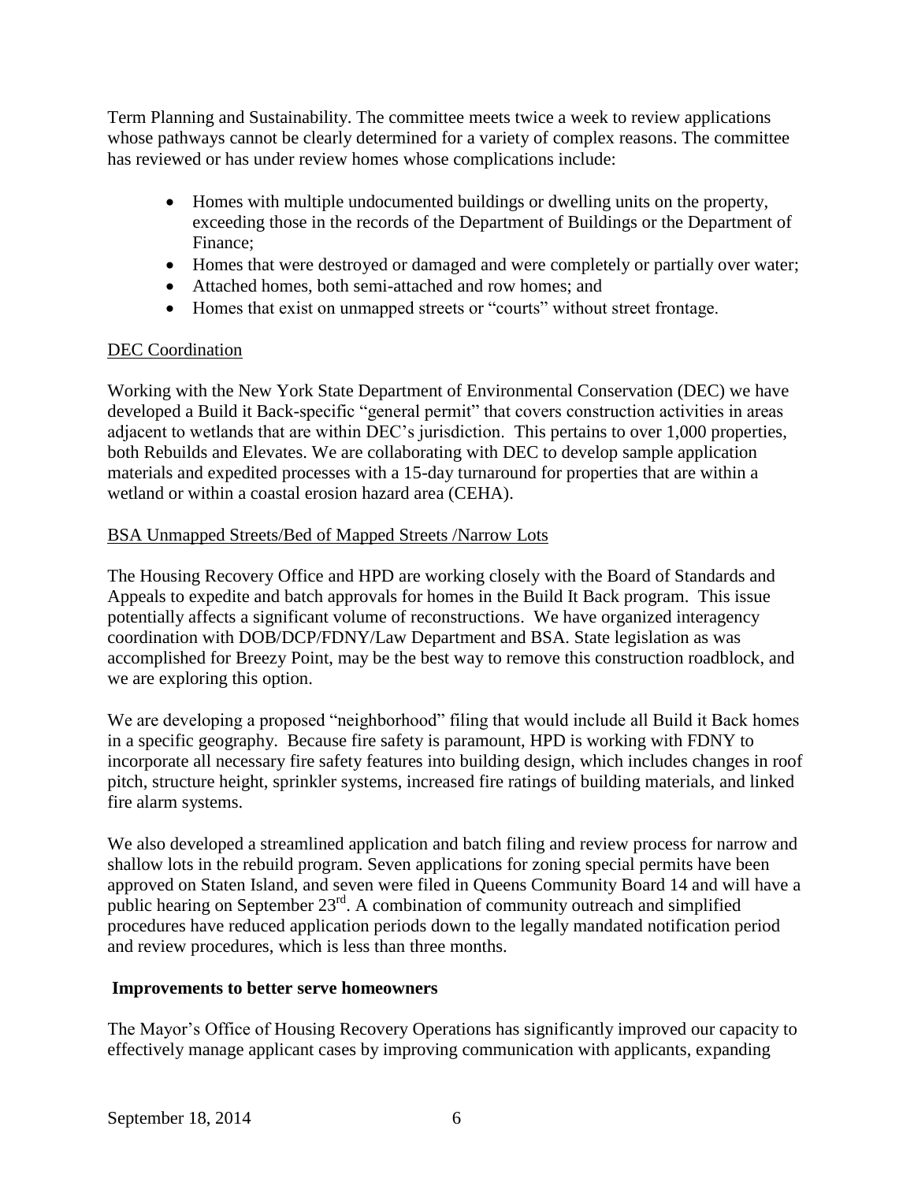Term Planning and Sustainability. The committee meets twice a week to review applications whose pathways cannot be clearly determined for a variety of complex reasons. The committee has reviewed or has under review homes whose complications include:

- Homes with multiple undocumented buildings or dwelling units on the property, exceeding those in the records of the Department of Buildings or the Department of Finance;
- Homes that were destroyed or damaged and were completely or partially over water;
- Attached homes, both semi-attached and row homes; and
- Homes that exist on unmapped streets or "courts" without street frontage.

<u>DEC Coordination</u>

Working with the New York State Department of Environmental Conservation (DEC) we have developed a Build it Back-specific "general permit" that covers construction activities in areas adjacent to wetlands that are within DEC's jurisdiction. This pertains to over 1,000 properties, both Rebuilds and Elevates. We are collaborating with DEC to develop sample application materials and expedited processes with a 15-day turnaround for properties that are within a wetland or within a coastal erosion hazard area (CEHA).

<u>BSA Unmapped Streets/Bed of Mapped Streets /Narrow Lots</u>

The Housing Recovery Office and HPD are working closely with the Board of Standards and Appeals to expedite and batch approvals for homes in the Build It Back program. This issue potentially affects a significant volume of reconstructions. We have organized interagency coordination with DOB/DCP/FDNY/Law Department and BSA. State legislation as was accomplished for Breezy Point, may be the best way to remove this construction roadblock, and we are exploring this option.

We are developing a proposed "neighborhood" filing that would include all Build it Back homes in a specific geography. Because fire safety is paramount, HPD is working with FDNY to incorporate all necessary fire safety features into building design, which includes changes in roof pitch, structure height, sprinkler systems, increased fire ratings of building materials, and linked fire alarm systems.

We also developed a streamlined application and batch filing and review process for narrow and shallow lots in the rebuild program. Seven applications for zoning special permits have been approved on Staten Island, and seven were filed in Queens Community Board 14 and will have a public hearing on September 23rd. A combination of community outreach and simplified procedures have reduced application periods down to the legally mandated notification period and review procedures, which is less than three months.

**Improvements to better serve homeowners**

The Mayor's Office of Housing Recovery Operations has significantly improved our capacity to effectively manage applicant cases by improving communication with applicants, expanding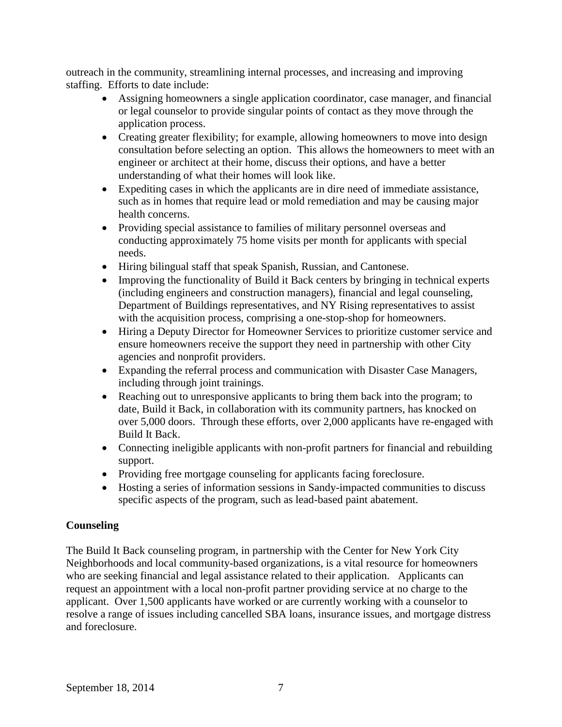outreach in the community, streamlining internal processes, and increasing and improving staffing. Efforts to date include:

- Assigning homeowners a single application coordinator, case manager, and financial or legal counselor to provide singular points of contact as they move through the application process.
- Creating greater flexibility; for example, allowing homeowners to move into design consultation before selecting an option. This allows the homeowners to meet with an engineer or architect at their home, discuss their options, and have a better understanding of what their homes will look like.
- Expediting cases in which the applicants are in dire need of immediate assistance, such as in homes that require lead or mold remediation and may be causing major health concerns.
- Providing special assistance to families of military personnel overseas and conducting approximately 75 home visits per month for applicants with special needs.
- Hiring bilingual staff that speak Spanish, Russian, and Cantonese.
- Improving the functionality of Build it Back centers by bringing in technical experts (including engineers and construction managers), financial and legal counseling, Department of Buildings representatives, and NY Rising representatives to assist with the acquisition process, comprising a one-stop-shop for homeowners.
- Hiring a Deputy Director for Homeowner Services to prioritize customer service and ensure homeowners receive the support they need in partnership with other City agencies and nonprofit providers.
- Expanding the referral process and communication with Disaster Case Managers, including through joint trainings.
- Reaching out to unresponsive applicants to bring them back into the program; to date, Build it Back, in collaboration with its community partners, has knocked on over 5,000 doors. Through these efforts, over 2,000 applicants have re-engaged with Build It Back.
- Connecting ineligible applicants with non-profit partners for financial and rebuilding support.
- Providing free mortgage counseling for applicants facing foreclosure.
- Hosting a series of information sessions in Sandy-impacted communities to discuss specific aspects of the program, such as lead-based paint abatement.

**Counseling**

The Build It Back counseling program, in partnership with the Center for New York City Neighborhoods and local community-based organizations, is a vital resource for homeowners who are seeking financial and legal assistance related to their application. Applicants can request an appointment with a local non-profit partner providing service at no charge to the applicant. Over 1,500 applicants have worked or are currently working with a counselor to resolve a range of issues including cancelled SBA loans, insurance issues, and mortgage distress and foreclosure.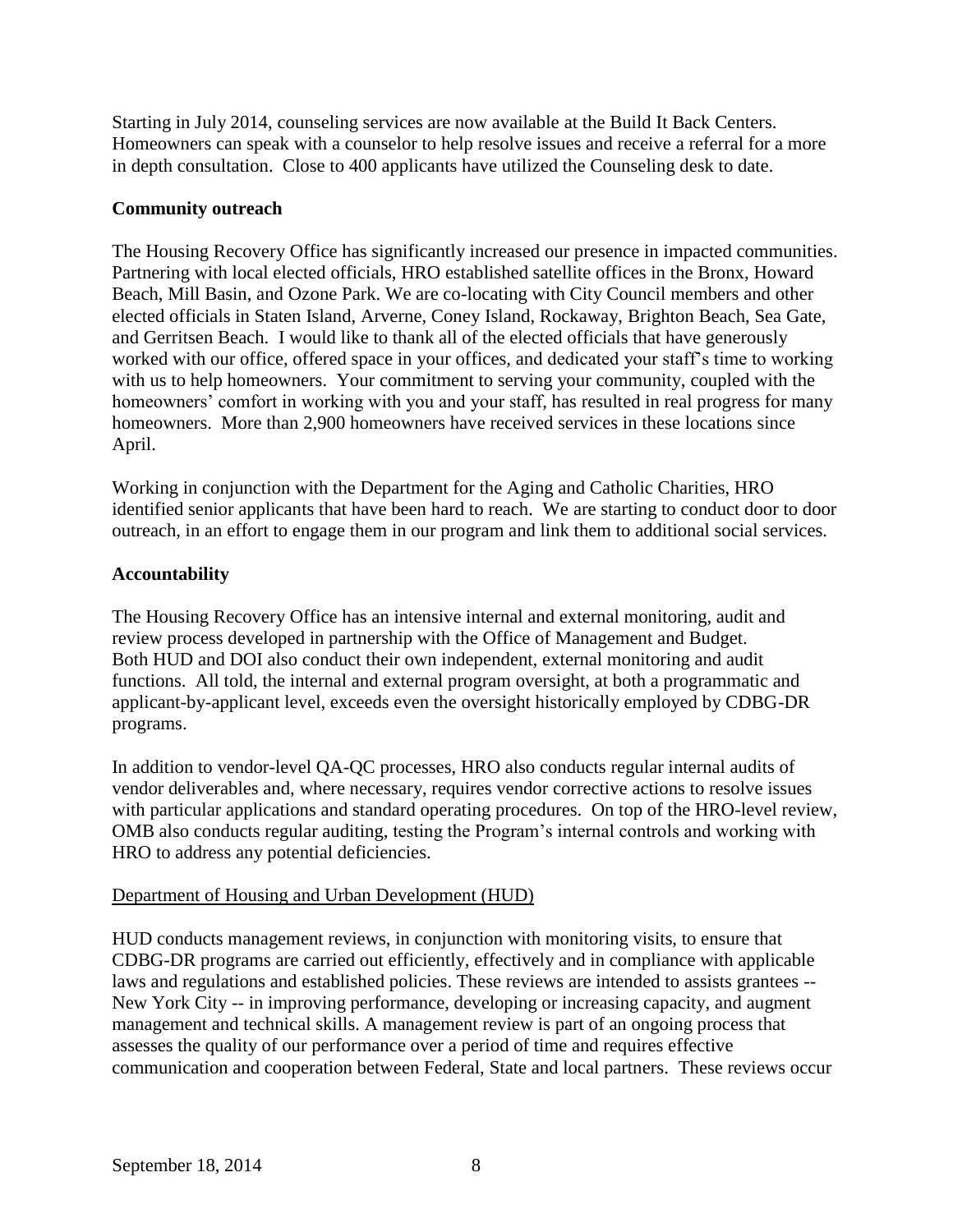Starting in July 2014, counseling services are now available at the Build It Back Centers. Homeowners can speak with a counselor to help resolve issues and receive a referral for a more in depth consultation. Close to 400 applicants have utilized the Counseling desk to date.

**Community outreach**

The Housing Recovery Office has significantly increased our presence in impacted communities. Partnering with local elected officials, HRO established satellite offices in the Bronx, Howard Beach, Mill Basin, and Ozone Park. We are co-locating with City Council members and other elected officials in Staten Island, Arverne, Coney Island, Rockaway, Brighton Beach, Sea Gate, and Gerritsen Beach. I would like to thank all of the elected officials that have generously worked with our office, offered space in your offices, and dedicated your staff's time to working with us to help homeowners. Your commitment to serving your community, coupled with the homeowners' comfort in working with you and your staff, has resulted in real progress for many homeowners. More than 2,900 homeowners have received services in these locations since April.

Working in conjunction with the Department for the Aging and Catholic Charities, HRO identified senior applicants that have been hard to reach. We are starting to conduct door to door outreach, in an effort to engage them in our program and link them to additional social services.

**Accountability**

The Housing Recovery Office has an intensive internal and external monitoring, audit and review process developed in partnership with the Office of Management and Budget. Both HUD and DOI also conduct their own independent, external monitoring and audit functions. All told, the internal and external program oversight, at both a programmatic and applicant-by-applicant level, exceeds even the oversight historically employed by CDBG-DR programs.

In addition to vendor-level QA-QC processes, HRO also conducts regular internal audits of vendor deliverables and, where necessary, requires vendor corrective actions to resolve issues with particular applications and standard operating procedures. On top of the HRO-level review, OMB also conducts regular auditing, testing the Program's internal controls and working with HRO to address any potential deficiencies.

Department of Housing and Urban Development (HUD)

HUD conducts management reviews, in conjunction with monitoring visits, to ensure that CDBG-DR programs are carried out efficiently, effectively and in compliance with applicable laws and regulations and established policies. These reviews are intended to assists grantees -- New York City -- in improving performance, developing or increasing capacity, and augment management and technical skills. A management review is part of an ongoing process that assesses the quality of our performance over a period of time and requires effective communication and cooperation between Federal, State and local partners. These reviews occur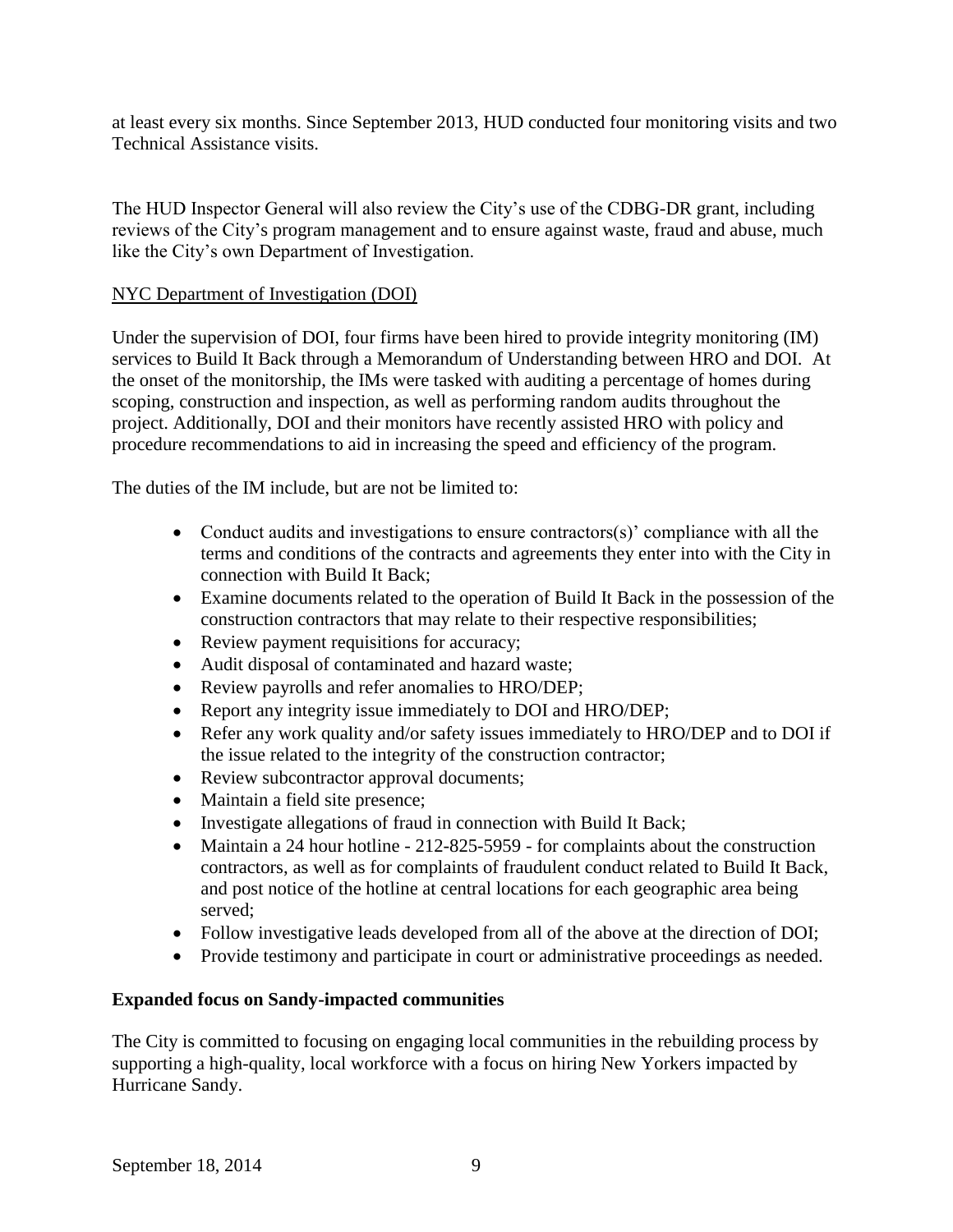at least every six months. Since September 2013, HUD conducted four monitoring visits and two Technical Assistance visits.

The HUD Inspector General will also review the City's use of the CDBG-DR grant, including reviews of the City's program management and to ensure against waste, fraud and abuse, much like the City's own Department of Investigation.

NYC Department of Investigation (DOI)

Under the supervision of DOI, four firms have been hired to provide integrity monitoring (IM) services to Build It Back through a Memorandum of Understanding between HRO and DOI. At the onset of the monitorship, the IMs were tasked with auditing a percentage of homes during scoping, construction and inspection, as well as performing random audits throughout the project. Additionally, DOI and their monitors have recently assisted HRO with policy and procedure recommendations to aid in increasing the speed and efficiency of the program.

The duties of the IM include, but are not be limited to:

- Conduct audits and investigations to ensure contractors(s)' compliance with all the terms and conditions of the contracts and agreements they enter into with the City in connection with Build It Back;
- Examine documents related to the operation of Build It Back in the possession of the construction contractors that may relate to their respective responsibilities;
- Review payment requisitions for accuracy;
- Audit disposal of contaminated and hazard waste;
- Review payrolls and refer anomalies to HRO/DEP;
- Report any integrity issue immediately to DOI and HRO/DEP;
- Refer any work quality and/or safety issues immediately to HRO/DEP and to DOI if the issue related to the integrity of the construction contractor;
- Review subcontractor approval documents;
- Maintain a field site presence;
- Investigate allegations of fraud in connection with Build It Back;
- Maintain a 24 hour hotline - 212-825-5959 - for complaints about the construction contractors, as well as for complaints of fraudulent conduct related to Build It Back, and post notice of the hotline at central locations for each geographic area being served;
- Follow investigative leads developed from all of the above at the direction of DOI;
- Provide testimony and participate in court or administrative proceedings as needed.

**Expanded focus on Sandy-impacted communities**

The City is committed to focusing on engaging local communities in the rebuilding process by supporting a high-quality, local workforce with a focus on hiring New Yorkers impacted by Hurricane Sandy.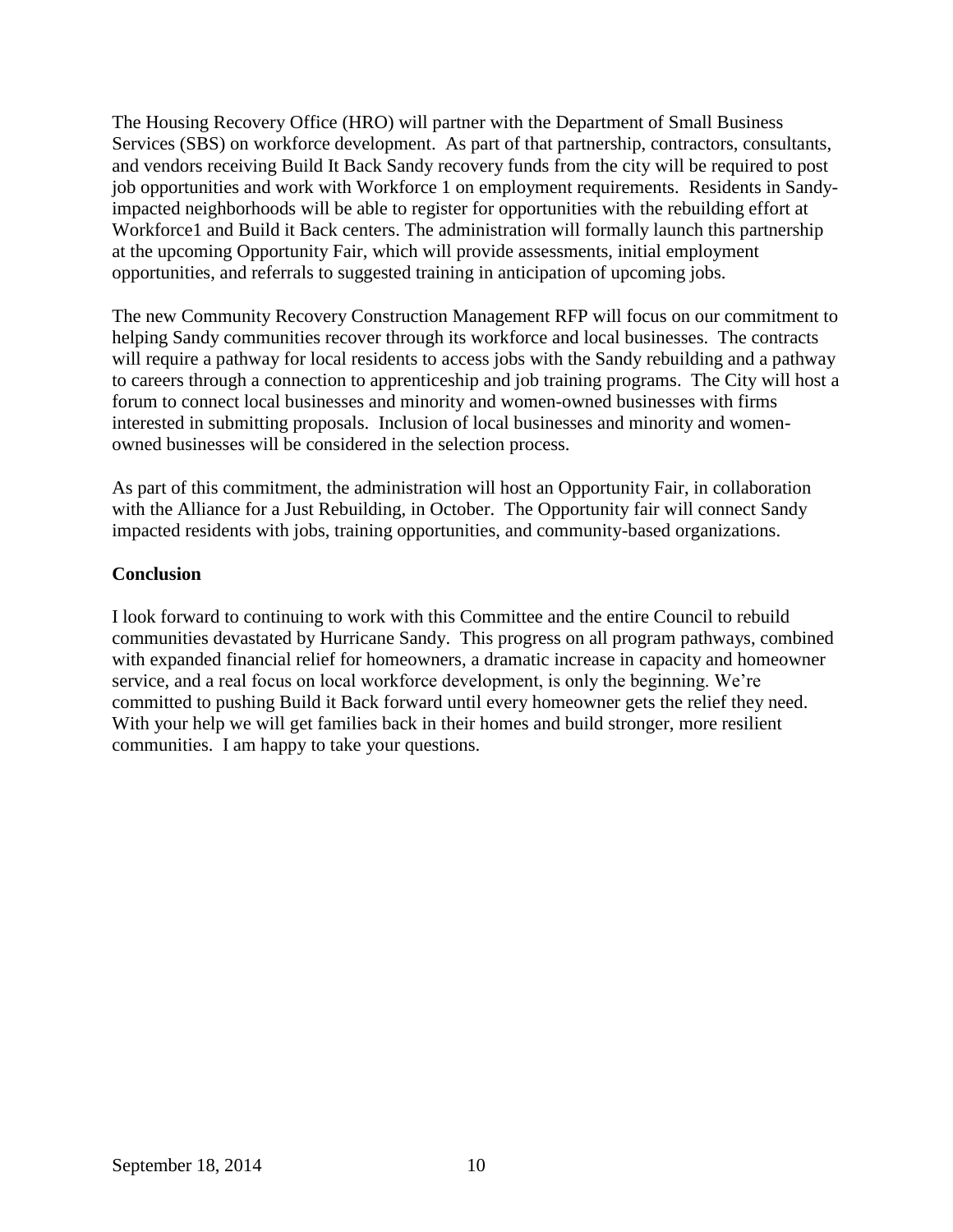The Housing Recovery Office (HRO) will partner with the Department of Small Business Services (SBS) on workforce development. As part of that partnership, contractors, consultants, and vendors receiving Build It Back Sandy recovery funds from the city will be required to post job opportunities and work with Workforce 1 on employment requirements. Residents in Sandy-impacted neighborhoods will be able to register for opportunities with the rebuilding effort at Workforce1 and Build it Back centers. The administration will formally launch this partnership at the upcoming Opportunity Fair, which will provide assessments, initial employment opportunities, and referrals to suggested training in anticipation of upcoming jobs.

The new Community Recovery Construction Management RFP will focus on our commitment to helping Sandy communities recover through its workforce and local businesses. The contracts will require a pathway for local residents to access jobs with the Sandy rebuilding and a pathway to careers through a connection to apprenticeship and job training programs. The City will host a forum to connect local businesses and minority and women-owned businesses with firms interested in submitting proposals. Inclusion of local businesses and minority and women-owned businesses will be considered in the selection process.

As part of this commitment, the administration will host an Opportunity Fair, in collaboration with the Alliance for a Just Rebuilding, in October. The Opportunity fair will connect Sandy impacted residents with jobs, training opportunities, and community-based organizations.

**Conclusion**

I look forward to continuing to work with this Committee and the entire Council to rebuild communities devastated by Hurricane Sandy. This progress on all program pathways, combined with expanded financial relief for homeowners, a dramatic increase in capacity and homeowner service, and a real focus on local workforce development, is only the beginning. We're committed to pushing Build it Back forward until every homeowner gets the relief they need. With your help we will get families back in their homes and build stronger, more resilient communities. I am happy to take your questions.